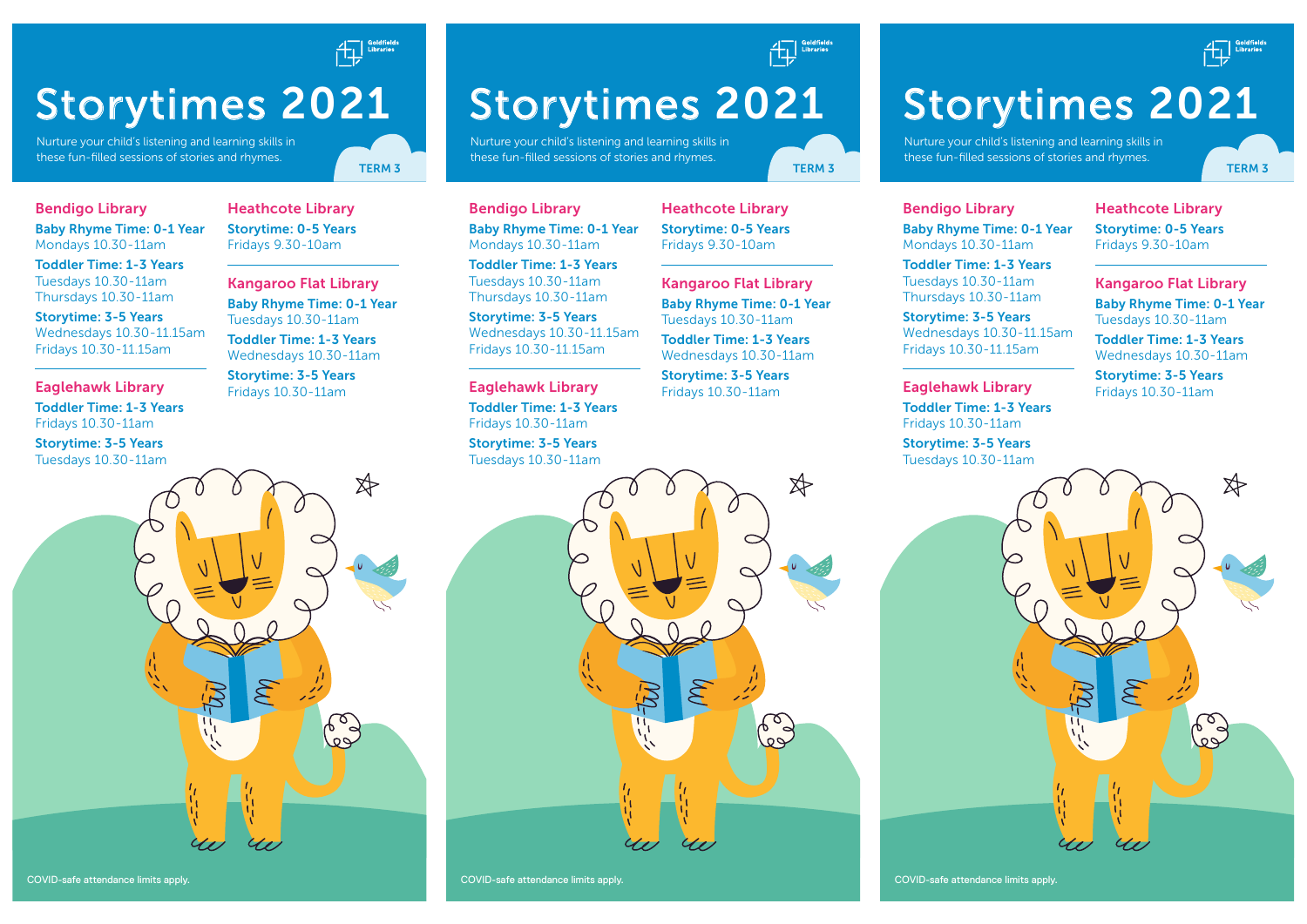# Storytimes 2021

Nurture your child's listening and learning skills in these fun-filled sessions of stories and rhymes.

TERM 3

## Bendigo Library

**Baby Rhyme Time: 0-1 Year**
Mondays 10.30-11am

**Toddler Time: 1-3 Years**
Tuesdays 10.30-11am
Thursdays 10.30-11am

**Storytime: 3-5 Years**
Wednesdays 10.30-11.15am
Fridays 10.30-11.15am

## Eaglehawk Library

**Toddler Time: 1-3 Years**
Fridays 10.30-11am

**Storytime: 3-5 Years**
Tuesdays 10.30-11am

## Heathcote Library

**Storytime: 0-5 Years**
Fridays 9.30-10am

## Kangaroo Flat Library

**Baby Rhyme Time: 0-1 Year**
Tuesdays 10.30-11am

**Toddler Time: 1-3 Years**
Wednesdays 10.30-11am

**Storytime: 3-5 Years**
Fridays 10.30-11am

COVID-safe attendance limits apply.

# Storytimes 2021

Nurture your child's listening and learning skills in these fun-filled sessions of stories and rhymes.

TERM 3

## Bendigo Library

**Baby Rhyme Time: 0-1 Year**
Mondays 10.30-11am

**Toddler Time: 1-3 Years**
Tuesdays 10.30-11am
Thursdays 10.30-11am

**Storytime: 3-5 Years**
Wednesdays 10.30-11.15am
Fridays 10.30-11.15am

## Eaglehawk Library

**Toddler Time: 1-3 Years**
Fridays 10.30-11am

**Storytime: 3-5 Years**
Tuesdays 10.30-11am

## Heathcote Library

**Storytime: 0-5 Years**
Fridays 9.30-10am

## Kangaroo Flat Library

**Baby Rhyme Time: 0-1 Year**
Tuesdays 10.30-11am

**Toddler Time: 1-3 Years**
Wednesdays 10.30-11am

**Storytime: 3-5 Years**
Fridays 10.30-11am

COVID-safe attendance limits apply.

# Storytimes 2021

Nurture your child's listening and learning skills in these fun-filled sessions of stories and rhymes.

TERM 3

## Bendigo Library

**Baby Rhyme Time: 0-1 Year**
Mondays 10.30-11am

**Toddler Time: 1-3 Years**
Tuesdays 10.30-11am
Thursdays 10.30-11am

**Storytime: 3-5 Years**
Wednesdays 10.30-11.15am
Fridays 10.30-11.15am

## Eaglehawk Library

**Toddler Time: 1-3 Years**
Fridays 10.30-11am

**Storytime: 3-5 Years**
Tuesdays 10.30-11am

## Heathcote Library

**Storytime: 0-5 Years**
Fridays 9.30-10am

## Kangaroo Flat Library

**Baby Rhyme Time: 0-1 Year**
Tuesdays 10.30-11am

**Toddler Time: 1-3 Years**
Wednesdays 10.30-11am

**Storytime: 3-5 Years**
Fridays 10.30-11am

COVID-safe attendance limits apply.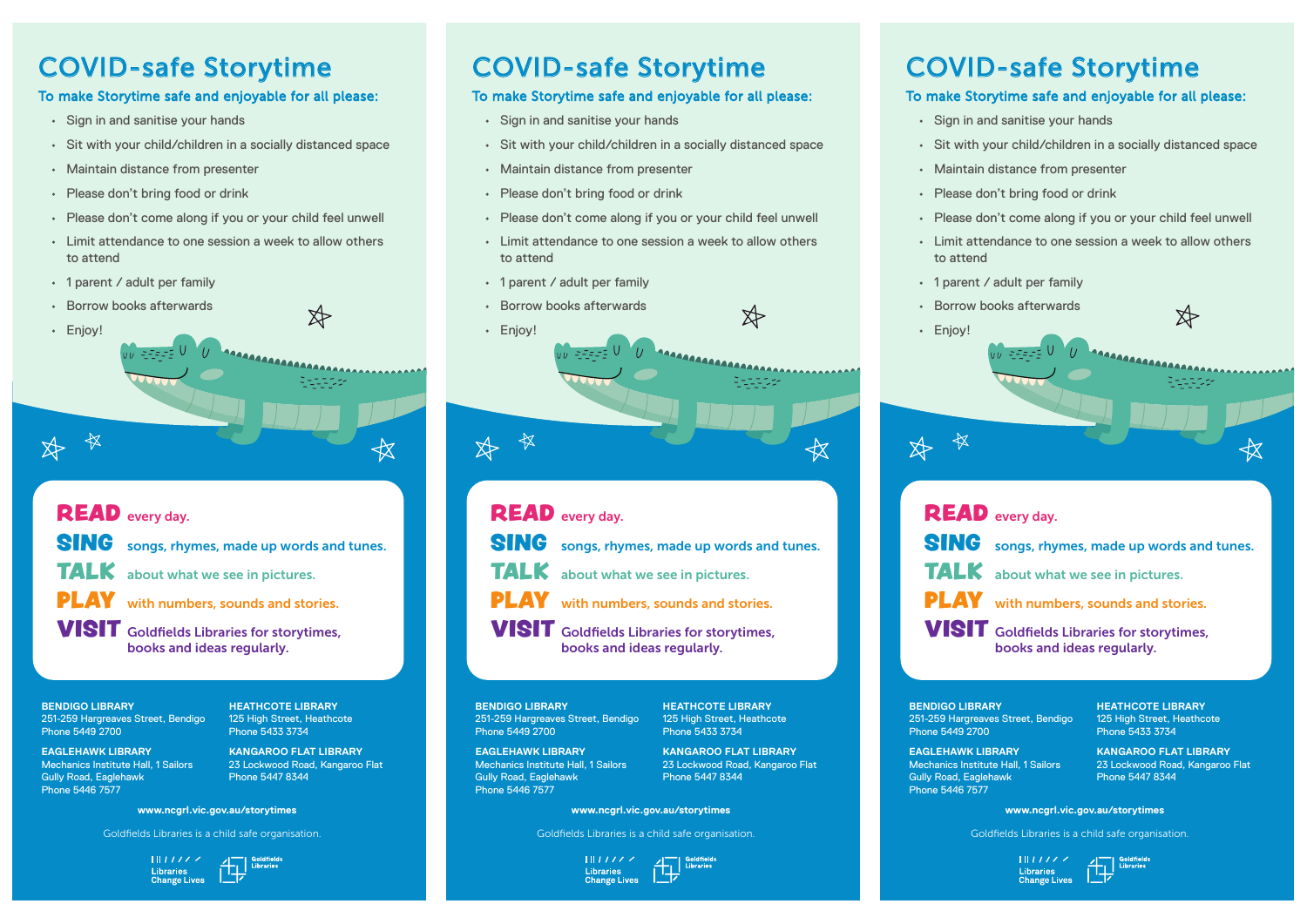# COVID-safe Storytime

**To make Storytime safe and enjoyable for all please:**

- Sign in and sanitise your hands
- Sit with your child/children in a socially distanced space
- Maintain distance from presenter
- Please don't bring food or drink
- Please don't come along if you or your child feel unwell
- Limit attendance to one session a week to allow others to attend
- 1 parent / adult per family
- Borrow books afterwards
- Enjoy!

**READ** every day.

**SING** songs, rhymes, made up words and tunes.

**TALK** about what we see in pictures.

**PLAY** with numbers, sounds and stories.

**VISIT** Goldfields Libraries for storytimes, books and ideas regularly.

**BENDIGO LIBRARY**
251-259 Hargreaves Street, Bendigo
Phone 5449 2700

**HEATHCOTE LIBRARY**
125 High Street, Heathcote
Phone 5433 3734

**EAGLEHAWK LIBRARY**
Mechanics Institute Hall, 1 Sailors Gully Road, Eaglehawk
Phone 5446 7577

**KANGAROO FLAT LIBRARY**
23 Lockwood Road, Kangaroo Flat
Phone 5447 8344

**www.ncgrl.vic.gov.au/storytimes**

Goldfields Libraries is a child safe organisation.

Libraries Change Lives

Goldfields Libraries

# COVID-safe Storytime

**To make Storytime safe and enjoyable for all please:**

- Sign in and sanitise your hands
- Sit with your child/children in a socially distanced space
- Maintain distance from presenter
- Please don't bring food or drink
- Please don't come along if you or your child feel unwell
- Limit attendance to one session a week to allow others to attend
- 1 parent / adult per family
- Borrow books afterwards
- Enjoy!

**READ** every day.

**SING** songs, rhymes, made up words and tunes.

**TALK** about what we see in pictures.

**PLAY** with numbers, sounds and stories.

**VISIT** Goldfields Libraries for storytimes, books and ideas regularly.

**BENDIGO LIBRARY**
251-259 Hargreaves Street, Bendigo
Phone 5449 2700

**HEATHCOTE LIBRARY**
125 High Street, Heathcote
Phone 5433 3734

**EAGLEHAWK LIBRARY**
Mechanics Institute Hall, 1 Sailors Gully Road, Eaglehawk
Phone 5446 7577

**KANGAROO FLAT LIBRARY**
23 Lockwood Road, Kangaroo Flat
Phone 5447 8344

**www.ncgrl.vic.gov.au/storytimes**

Goldfields Libraries is a child safe organisation.

Libraries Change Lives

Goldfields Libraries

# COVID-safe Storytime

**To make Storytime safe and enjoyable for all please:**

- Sign in and sanitise your hands
- Sit with your child/children in a socially distanced space
- Maintain distance from presenter
- Please don't bring food or drink
- Please don't come along if you or your child feel unwell
- Limit attendance to one session a week to allow others to attend
- 1 parent / adult per family
- Borrow books afterwards
- Enjoy!

**READ** every day.

**SING** songs, rhymes, made up words and tunes.

**TALK** about what we see in pictures.

**PLAY** with numbers, sounds and stories.

**VISIT** Goldfields Libraries for storytimes, books and ideas regularly.

**BENDIGO LIBRARY**
251-259 Hargreaves Street, Bendigo
Phone 5449 2700

**HEATHCOTE LIBRARY**
125 High Street, Heathcote
Phone 5433 3734

**EAGLEHAWK LIBRARY**
Mechanics Institute Hall, 1 Sailors Gully Road, Eaglehawk
Phone 5446 7577

**KANGAROO FLAT LIBRARY**
23 Lockwood Road, Kangaroo Flat
Phone 5447 8344

**www.ncgrl.vic.gov.au/storytimes**

Goldfields Libraries is a child safe organisation.

Libraries Change Lives

Goldfields Libraries